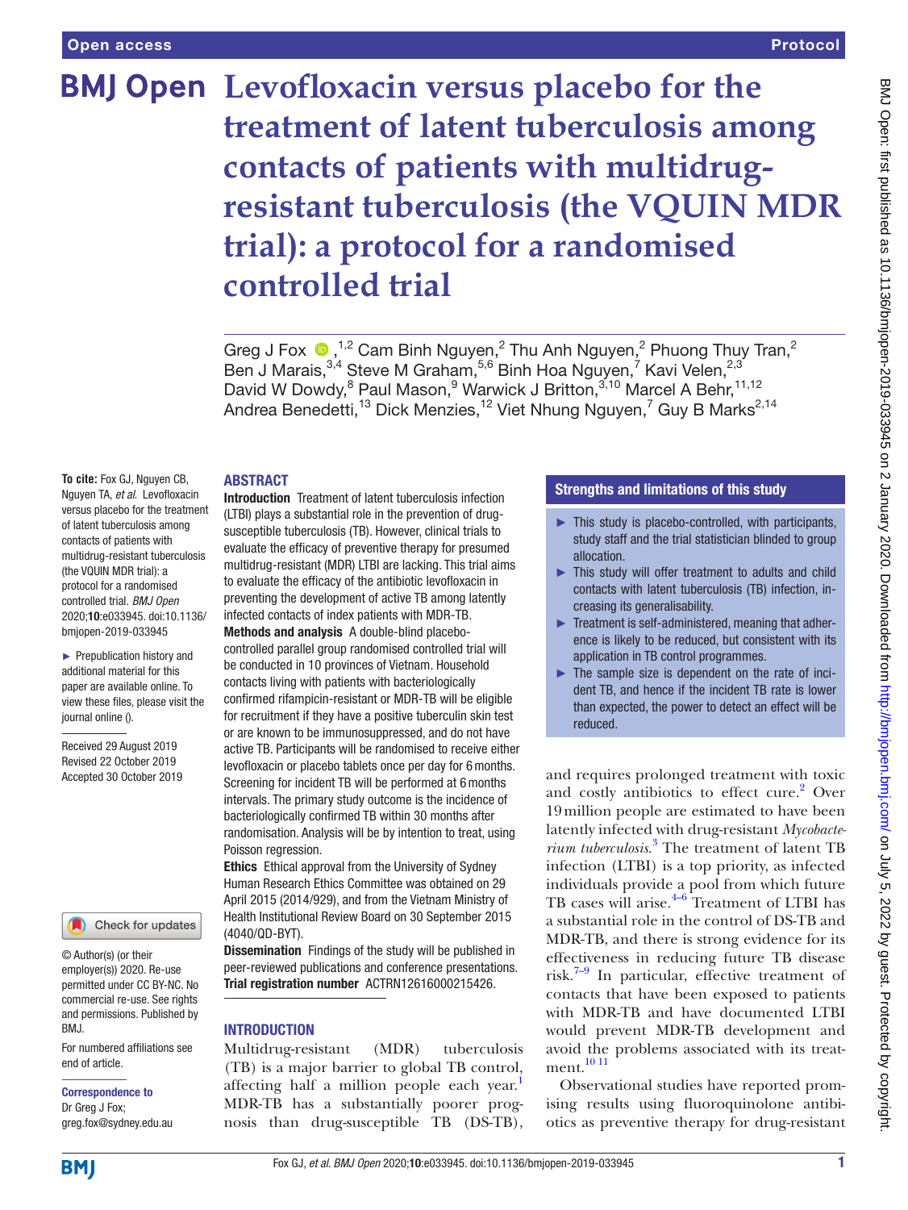# Levofloxacin versus placebo for the treatment of latent tuberculosis among contacts of patients with multidrug-resistant tuberculosis (the VQUIN MDR trial): a protocol for a randomised controlled trial

Greg J Fox,[1,2] Cam Binh Nguyen,[2] Thu Anh Nguyen,[2] Phuong Thuy Tran,[2] Ben J Marais,[3,4] Steve M Graham,[5,6] Binh Hoa Nguyen,[7] Kavi Velen,[2,3] David W Dowdy,[8] Paul Mason,[9] Warwick J Britton,[3,10] Marcel A Behr,[11,12] Andrea Benedetti,[13] Dick Menzies,[12] Viet Nhung Nguyen,[7] Guy B Marks[2,14]

**To cite:** Fox GJ, Nguyen CB, Nguyen TA, *et al*. Levofloxacin versus placebo for the treatment of latent tuberculosis among contacts of patients with multidrug-resistant tuberculosis (the VQUIN MDR trial): a protocol for a randomised controlled trial. *BMJ Open* 2020;**10**:e033945. doi:10.1136/bmjopen-2019-033945

► Prepublication history and additional material for this paper are available online. To view these files, please visit the journal online ().

Received 29 August 2019
Revised 22 October 2019
Accepted 30 October 2019

© Author(s) (or their employer(s)) 2020. Re-use permitted under CC BY-NC. No commercial re-use. See rights and permissions. Published by BMJ.

For numbered affiliations see end of article.

**Correspondence to**
Dr Greg J Fox;
greg.fox@sydney.edu.au

## ABSTRACT

**Introduction** Treatment of latent tuberculosis infection (LTBI) plays a substantial role in the prevention of drug-susceptible tuberculosis (TB). However, clinical trials to evaluate the efficacy of preventive therapy for presumed multidrug-resistant (MDR) LTBI are lacking. This trial aims to evaluate the efficacy of the antibiotic levofloxacin in preventing the development of active TB among latently infected contacts of index patients with MDR-TB.

**Methods and analysis** A double-blind placebo-controlled parallel group randomised controlled trial will be conducted in 10 provinces of Vietnam. Household contacts living with patients with bacteriologically confirmed rifampicin-resistant or MDR-TB will be eligible for recruitment if they have a positive tuberculin skin test or are known to be immunosuppressed, and do not have active TB. Participants will be randomised to receive either levofloxacin or placebo tablets once per day for 6 months. Screening for incident TB will be performed at 6 months intervals. The primary study outcome is the incidence of bacteriologically confirmed TB within 30 months after randomisation. Analysis will be by intention to treat, using Poisson regression.

**Ethics** Ethical approval from the University of Sydney Human Research Ethics Committee was obtained on 29 April 2015 (2014/929), and from the Vietnam Ministry of Health Institutional Review Board on 30 September 2015 (4040/QD-BYT).

**Dissemination** Findings of the study will be published in peer-reviewed publications and conference presentations.

**Trial registration number** ACTRN12616000215426.

## Strengths and limitations of this study

- This study is placebo-controlled, with participants, study staff and the trial statistician blinded to group allocation.
- This study will offer treatment to adults and child contacts with latent tuberculosis (TB) infection, increasing its generalisability.
- Treatment is self-administered, meaning that adherence is likely to be reduced, but consistent with its application in TB control programmes.
- The sample size is dependent on the rate of incident TB, and hence if the incident TB rate is lower than expected, the power to detect an effect will be reduced.

## INTRODUCTION

Multidrug-resistant (MDR) tuberculosis (TB) is a major barrier to global TB control, affecting half a million people each year.[1] MDR-TB has a substantially poorer prognosis than drug-susceptible TB (DS-TB), and requires prolonged treatment with toxic and costly antibiotics to effect cure.[2] Over 19 million people are estimated to have been latently infected with drug-resistant *Mycobacterium tuberculosis*.[3] The treatment of latent TB infection (LTBI) is a top priority, as infected individuals provide a pool from which future TB cases will arise.[4–6] Treatment of LTBI has a substantial role in the control of DS-TB and MDR-TB, and there is strong evidence for its effectiveness in reducing future TB disease risk.[7–9] In particular, effective treatment of contacts that have been exposed to patients with MDR-TB and have documented LTBI would prevent MDR-TB development and avoid the problems associated with its treatment.[10 11]

Observational studies have reported promising results using fluoroquinolone antibiotics as preventive therapy for drug-resistant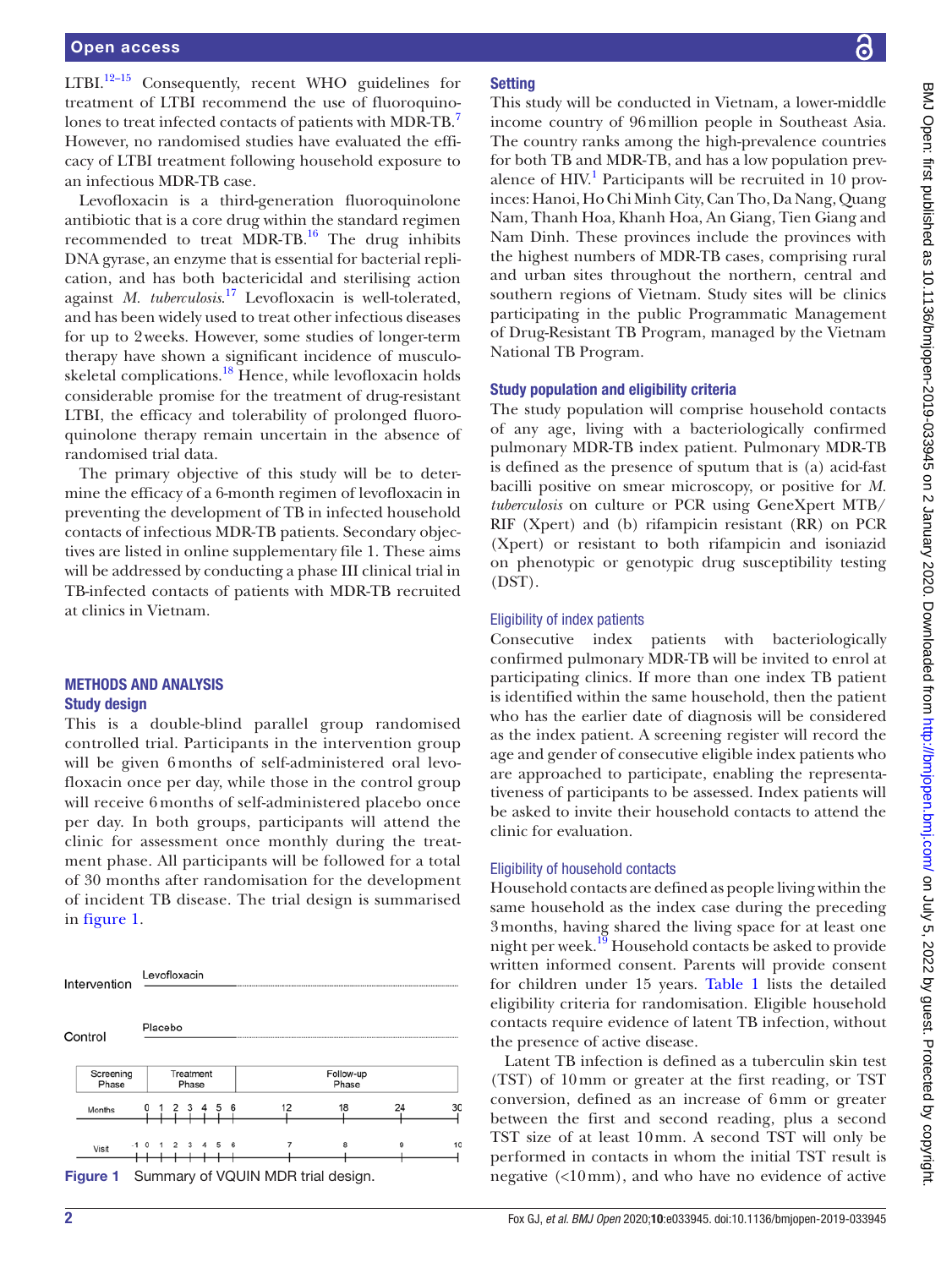LTBI.[12–15] Consequently, recent WHO guidelines for treatment of LTBI recommend the use of fluoroquinolones to treat infected contacts of patients with MDR-TB.[7] However, no randomised studies have evaluated the efficacy of LTBI treatment following household exposure to an infectious MDR-TB case.

Levofloxacin is a third-generation fluoroquinolone antibiotic that is a core drug within the standard regimen recommended to treat MDR-TB.[16] The drug inhibits DNA gyrase, an enzyme that is essential for bacterial replication, and has both bactericidal and sterilising action against *M. tuberculosis*.[17] Levofloxacin is well-tolerated, and has been widely used to treat other infectious diseases for up to 2 weeks. However, some studies of longer-term therapy have shown a significant incidence of musculoskeletal complications.[18] Hence, while levofloxacin holds considerable promise for the treatment of drug-resistant LTBI, the efficacy and tolerability of prolonged fluoroquinolone therapy remain uncertain in the absence of randomised trial data.

The primary objective of this study will be to determine the efficacy of a 6-month regimen of levofloxacin in preventing the development of TB in infected household contacts of infectious MDR-TB patients. Secondary objectives are listed in online supplementary file 1. These aims will be addressed by conducting a phase III clinical trial in TB-infected contacts of patients with MDR-TB recruited at clinics in Vietnam.

## METHODS AND ANALYSIS

### Study design

This is a double-blind parallel group randomised controlled trial. Participants in the intervention group will be given 6 months of self-administered oral levofloxacin once per day, while those in the control group will receive 6 months of self-administered placebo once per day. In both groups, participants will attend the clinic for assessment once monthly during the treatment phase. All participants will be followed for a total of 30 months after randomisation for the development of incident TB disease. The trial design is summarised in figure 1.

| | Screening Phase | Treatment Phase | Follow-up Phase |
|---|---|---|---|
| Intervention | | Levofloxacin | |
| Control | | Placebo | |
| Months | | 0 1 2 3 4 5 6 | 12 18 24 30 |
| Visit | -1 0 | 1 2 3 4 5 6 | 7 8 9 10 |

Figure 1 Summary of VQUIN MDR trial design.

### Setting

This study will be conducted in Vietnam, a lower-middle income country of 96 million people in Southeast Asia. The country ranks among the high-prevalence countries for both TB and MDR-TB, and has a low population prevalence of HIV.[1] Participants will be recruited in 10 provinces: Hanoi, Ho Chi Minh City, Can Tho, Da Nang, Quang Nam, Thanh Hoa, Khanh Hoa, An Giang, Tien Giang and Nam Dinh. These provinces include the provinces with the highest numbers of MDR-TB cases, comprising rural and urban sites throughout the northern, central and southern regions of Vietnam. Study sites will be clinics participating in the public Programmatic Management of Drug-Resistant TB Program, managed by the Vietnam National TB Program.

### Study population and eligibility criteria

The study population will comprise household contacts of any age, living with a bacteriologically confirmed pulmonary MDR-TB index patient. Pulmonary MDR-TB is defined as the presence of sputum that is (a) acid-fast bacilli positive on smear microscopy, or positive for *M. tuberculosis* on culture or PCR using GeneXpert MTB/RIF (Xpert) and (b) rifampicin resistant (RR) on PCR (Xpert) or resistant to both rifampicin and isoniazid on phenotypic or genotypic drug susceptibility testing (DST).

#### Eligibility of index patients

Consecutive index patients with bacteriologically confirmed pulmonary MDR-TB will be invited to enrol at participating clinics. If more than one index TB patient is identified within the same household, then the patient who has the earlier date of diagnosis will be considered as the index patient. A screening register will record the age and gender of consecutive eligible index patients who are approached to participate, enabling the representativeness of participants to be assessed. Index patients will be asked to invite their household contacts to attend the clinic for evaluation.

#### Eligibility of household contacts

Household contacts are defined as people living within the same household as the index case during the preceding 3 months, having shared the living space for at least one night per week.[19] Household contacts be asked to provide written informed consent. Parents will provide consent for children under 15 years. Table 1 lists the detailed eligibility criteria for randomisation. Eligible household contacts require evidence of latent TB infection, without the presence of active disease.

Latent TB infection is defined as a tuberculin skin test (TST) of 10 mm or greater at the first reading, or TST conversion, defined as an increase of 6 mm or greater between the first and second reading, plus a second TST size of at least 10 mm. A second TST will only be performed in contacts in whom the initial TST result is negative (<10 mm), and who have no evidence of active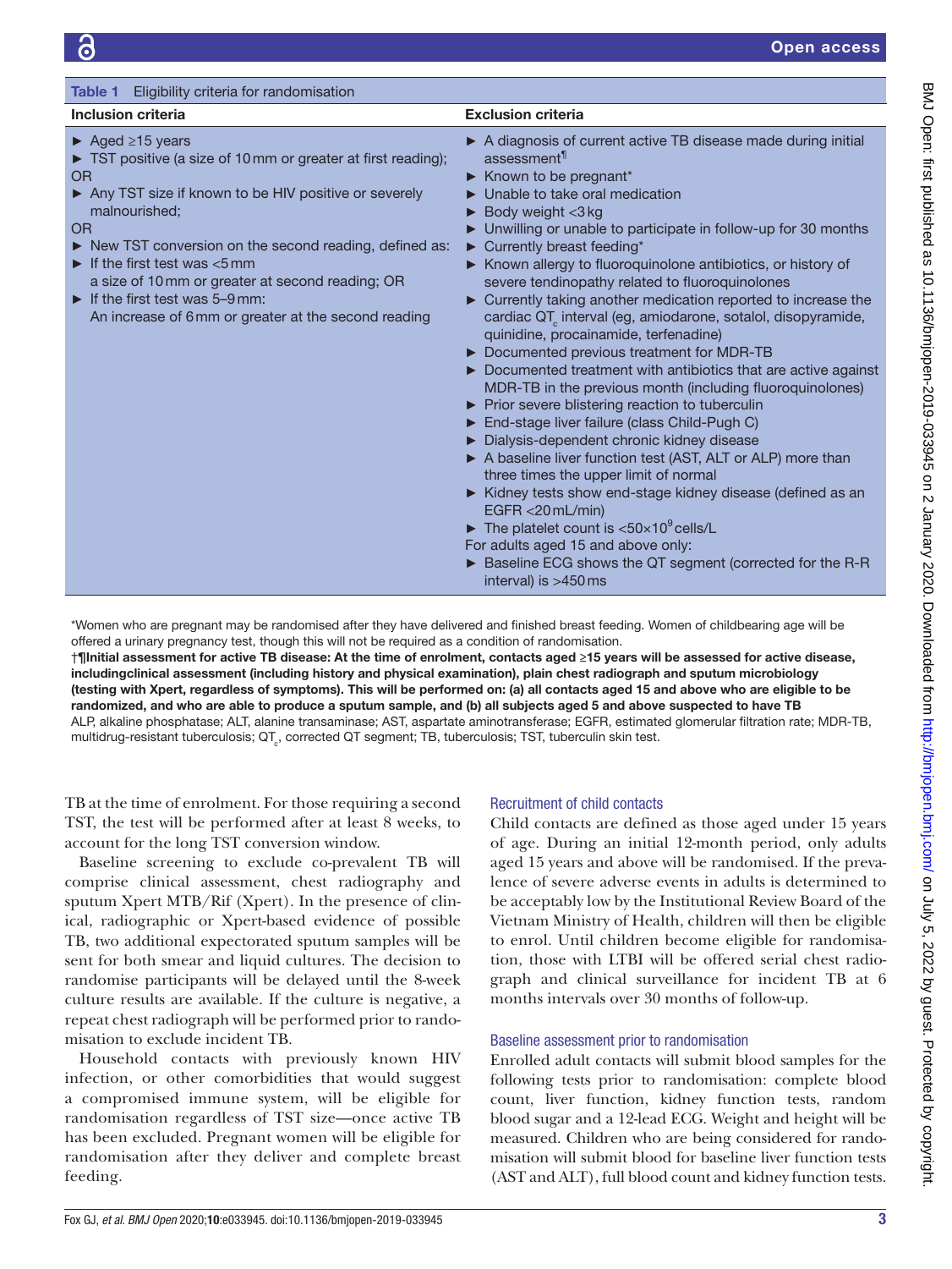Table 1 Eligibility criteria for randomisation

| Inclusion criteria | Exclusion criteria |
|---|---|
| ► Aged ≥15 years<br>► TST positive (a size of 10 mm or greater at first reading);<br>OR<br>► Any TST size if known to be HIV positive or severely malnourished;<br>OR<br>► New TST conversion on the second reading, defined as:<br>► If the first test was <5 mm a size of 10 mm or greater at second reading; OR<br>► If the first test was 5–9 mm: An increase of 6 mm or greater at the second reading | ► A diagnosis of current active TB disease made during initial assessment¶<br>► Known to be pregnant*<br>► Unable to take oral medication<br>► Body weight <3 kg<br>► Unwilling or unable to participate in follow-up for 30 months<br>► Currently breast feeding*<br>► Known allergy to fluoroquinolone antibiotics, or history of severe tendinopathy related to fluoroquinolones<br>► Currently taking another medication reported to increase the cardiac $QT_c$ interval (eg, amiodarone, sotalol, disopyramide, quinidine, procainamide, terfenadine)<br>► Documented previous treatment for MDR-TB<br>► Documented treatment with antibiotics that are active against MDR-TB in the previous month (including fluoroquinolones)<br>► Prior severe blistering reaction to tuberculin<br>► End-stage liver failure (class Child-Pugh C)<br>► Dialysis-dependent chronic kidney disease<br>► A baseline liver function test (AST, ALT or ALP) more than three times the upper limit of normal<br>► Kidney tests show end-stage kidney disease (defined as an EGFR <20 mL/min)<br>► The platelet count is $<50\times10^9$ cells/L<br>For adults aged 15 and above only:<br>► Baseline ECG shows the QT segment (corrected for the R-R interval) is >450 ms |

*Women who are pregnant may be randomised after they have delivered and finished breast feeding. Women of childbearing age will be offered a urinary pregnancy test, though this will not be required as a condition of randomisation.

**†¶Initial assessment for active TB disease: At the time of enrolment, contacts aged ≥15 years will be assessed for active disease, includingclinical assessment (including history and physical examination), plain chest radiograph and sputum microbiology (testing with Xpert, regardless of symptoms). This will be performed on: (a) all contacts aged 15 and above who are eligible to be randomized, and who are able to produce a sputum sample, and (b) all subjects aged 5 and above suspected to have TB**

ALP, alkaline phosphatase; ALT, alanine transaminase; AST, aspartate aminotransferase; EGFR, estimated glomerular filtration rate; MDR-TB, multidrug-resistant tuberculosis; $QT_c$, corrected QT segment; TB, tuberculosis; TST, tuberculin skin test.

TB at the time of enrolment. For those requiring a second TST, the test will be performed after at least 8 weeks, to account for the long TST conversion window.

Baseline screening to exclude co-prevalent TB will comprise clinical assessment, chest radiography and sputum Xpert MTB/Rif (Xpert). In the presence of clinical, radiographic or Xpert-based evidence of possible TB, two additional expectorated sputum samples will be sent for both smear and liquid cultures. The decision to randomise participants will be delayed until the 8-week culture results are available. If the culture is negative, a repeat chest radiograph will be performed prior to randomisation to exclude incident TB.

Household contacts with previously known HIV infection, or other comorbidities that would suggest a compromised immune system, will be eligible for randomisation regardless of TST size—once active TB has been excluded. Pregnant women will be eligible for randomisation after they deliver and complete breast feeding.

### Recruitment of child contacts

Child contacts are defined as those aged under 15 years of age. During an initial 12-month period, only adults aged 15 years and above will be randomised. If the prevalence of severe adverse events in adults is determined to be acceptably low by the Institutional Review Board of the Vietnam Ministry of Health, children will then be eligible to enrol. Until children become eligible for randomisation, those with LTBI will be offered serial chest radiograph and clinical surveillance for incident TB at 6 months intervals over 30 months of follow-up.

### Baseline assessment prior to randomisation

Enrolled adult contacts will submit blood samples for the following tests prior to randomisation: complete blood count, liver function, kidney function tests, random blood sugar and a 12-lead ECG. Weight and height will be measured. Children who are being considered for randomisation will submit blood for baseline liver function tests (AST and ALT), full blood count and kidney function tests.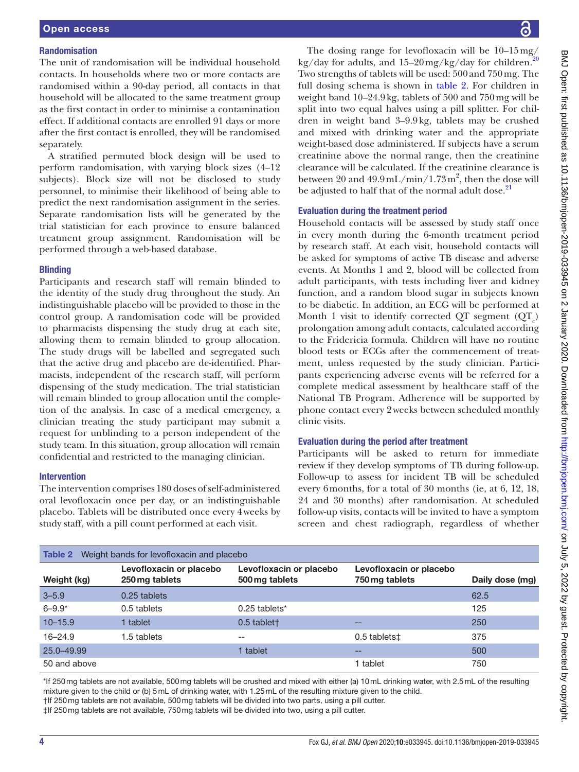### Randomisation

The unit of randomisation will be individual household contacts. In households where two or more contacts are randomised within a 90-day period, all contacts in that household will be allocated to the same treatment group as the first contact in order to minimise a contamination effect. If additional contacts are enrolled 91 days or more after the first contact is enrolled, they will be randomised separately.

A stratified permuted block design will be used to perform randomisation, with varying block sizes (4–12 subjects). Block size will not be disclosed to study personnel, to minimise their likelihood of being able to predict the next randomisation assignment in the series. Separate randomisation lists will be generated by the trial statistician for each province to ensure balanced treatment group assignment. Randomisation will be performed through a web-based database.

### Blinding

Participants and research staff will remain blinded to the identity of the study drug throughout the study. An indistinguishable placebo will be provided to those in the control group. A randomisation code will be provided to pharmacists dispensing the study drug at each site, allowing them to remain blinded to group allocation. The study drugs will be labelled and segregated such that the active drug and placebo are de-identified. Pharmacists, independent of the research staff, will perform dispensing of the study medication. The trial statistician will remain blinded to group allocation until the completion of the analysis. In case of a medical emergency, a clinician treating the study participant may submit a request for unblinding to a person independent of the study team. In this situation, group allocation will remain confidential and restricted to the managing clinician.

### Intervention

The intervention comprises 180 doses of self-administered oral levofloxacin once per day, or an indistinguishable placebo. Tablets will be distributed once every 4 weeks by study staff, with a pill count performed at each visit.

The dosing range for levofloxacin will be 10–15 mg/kg/day for adults, and 15–20 mg/kg/day for children.[20] Two strengths of tablets will be used: 500 and 750 mg. The full dosing schema is shown in table 2. For children in weight band 10–24.9 kg, tablets of 500 and 750 mg will be split into two equal halves using a pill splitter. For children in weight band 3–9.9 kg, tablets may be crushed and mixed with drinking water and the appropriate weight-based dose administered. If subjects have a serum creatinine above the normal range, then the creatinine clearance will be calculated. If the creatinine clearance is between 20 and 49.9 mL/min/1.73 $m^2$, then the dose will be adjusted to half that of the normal adult dose.[21]

### Evaluation during the treatment period

Household contacts will be assessed by study staff once in every month during the 6-month treatment period by research staff. At each visit, household contacts will be asked for symptoms of active TB disease and adverse events. At Months 1 and 2, blood will be collected from adult participants, with tests including liver and kidney function, and a random blood sugar in subjects known to be diabetic. In addition, an ECG will be performed at Month 1 visit to identify corrected QT segment ($QT_c$) prolongation among adult contacts, calculated according to the Fridericia formula. Children will have no routine blood tests or ECGs after the commencement of treatment, unless requested by the study clinician. Participants experiencing adverse events will be referred for a complete medical assessment by healthcare staff of the National TB Program. Adherence will be supported by phone contact every 2 weeks between scheduled monthly clinic visits.

### Evaluation during the period after treatment

Participants will be asked to return for immediate review if they develop symptoms of TB during follow-up. Follow-up to assess for incident TB will be scheduled every 6 months, for a total of 30 months (ie, at 6, 12, 18, 24 and 30 months) after randomisation. At scheduled follow-up visits, contacts will be invited to have a symptom screen and chest radiograph, regardless of whether

**Table 2** Weight bands for levofloxacin and placebo

| Weight (kg) | Levofloxacin or placebo 250 mg tablets | Levofloxacin or placebo 500 mg tablets | Levofloxacin or placebo 750 mg tablets | Daily dose (mg) |
|---|---|---|---|---|
| 3–5.9 | 0.25 tablets | | | 62.5 |
| 6–9.9* | 0.5 tablets | 0.25 tablets* | | 125 |
| 10–15.9 | 1 tablet | 0.5 tablet† | -- | 250 |
| 16–24.9 | 1.5 tablets | -- | 0.5 tablets‡ | 375 |
| 25.0–49.99 | | 1 tablet | -- | 500 |
| 50 and above | | | 1 tablet | 750 |

*If 250 mg tablets are not available, 500 mg tablets will be crushed and mixed with either (a) 10 mL drinking water, with 2.5 mL of the resulting mixture given to the child or (b) 5 mL of drinking water, with 1.25 mL of the resulting mixture given to the child.
†If 250 mg tablets are not available, 500 mg tablets will be divided into two parts, using a pill cutter.
‡If 250 mg tablets are not available, 750 mg tablets will be divided into two, using a pill cutter.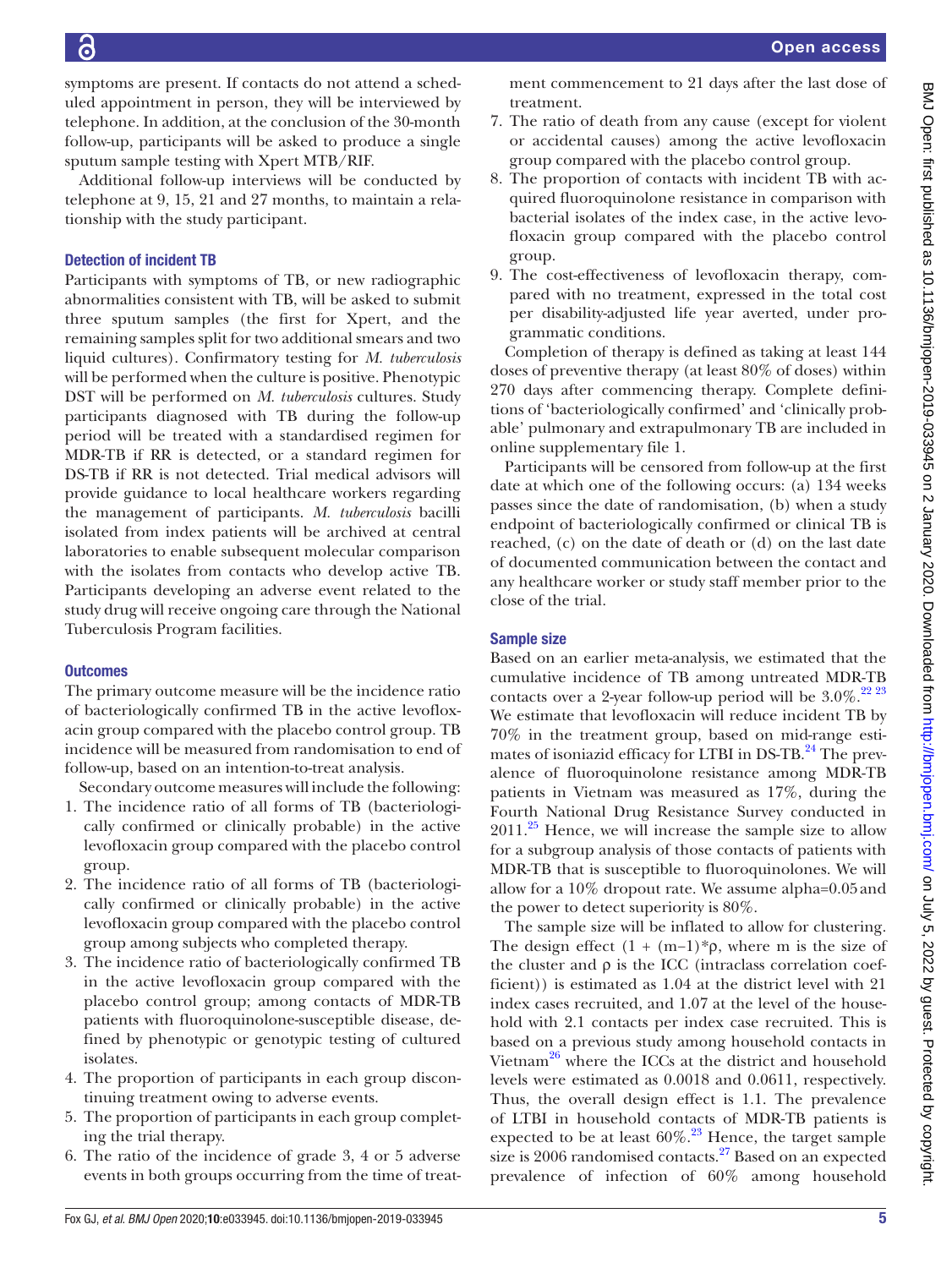symptoms are present. If contacts do not attend a scheduled appointment in person, they will be interviewed by telephone. In addition, at the conclusion of the 30-month follow-up, participants will be asked to produce a single sputum sample testing with Xpert MTB/RIF.

Additional follow-up interviews will be conducted by telephone at 9, 15, 21 and 27 months, to maintain a relationship with the study participant.

### Detection of incident TB

Participants with symptoms of TB, or new radiographic abnormalities consistent with TB, will be asked to submit three sputum samples (the first for Xpert, and the remaining samples split for two additional smears and two liquid cultures). Confirmatory testing for *M. tuberculosis* will be performed when the culture is positive. Phenotypic DST will be performed on *M. tuberculosis* cultures. Study participants diagnosed with TB during the follow-up period will be treated with a standardised regimen for MDR-TB if RR is detected, or a standard regimen for DS-TB if RR is not detected. Trial medical advisors will provide guidance to local healthcare workers regarding the management of participants. *M. tuberculosis* bacilli isolated from index patients will be archived at central laboratories to enable subsequent molecular comparison with the isolates from contacts who develop active TB. Participants developing an adverse event related to the study drug will receive ongoing care through the National Tuberculosis Program facilities.

### Outcomes

The primary outcome measure will be the incidence ratio of bacteriologically confirmed TB in the active levofloxacin group compared with the placebo control group. TB incidence will be measured from randomisation to end of follow-up, based on an intention-to-treat analysis.

Secondary outcome measures will include the following:

1. The incidence ratio of all forms of TB (bacteriologically confirmed or clinically probable) in the active levofloxacin group compared with the placebo control group.
2. The incidence ratio of all forms of TB (bacteriologically confirmed or clinically probable) in the active levofloxacin group compared with the placebo control group among subjects who completed therapy.
3. The incidence ratio of bacteriologically confirmed TB in the active levofloxacin group compared with the placebo control group; among contacts of MDR-TB patients with fluoroquinolone-susceptible disease, defined by phenotypic or genotypic testing of cultured isolates.
4. The proportion of participants in each group discontinuing treatment owing to adverse events.
5. The proportion of participants in each group completing the trial therapy.
6. The ratio of the incidence of grade 3, 4 or 5 adverse events in both groups occurring from the time of treatment commencement to 21 days after the last dose of treatment.
7. The ratio of death from any cause (except for violent or accidental causes) among the active levofloxacin group compared with the placebo control group.
8. The proportion of contacts with incident TB with acquired fluoroquinolone resistance in comparison with bacterial isolates of the index case, in the active levofloxacin group compared with the placebo control group.
9. The cost-effectiveness of levofloxacin therapy, compared with no treatment, expressed in the total cost per disability-adjusted life year averted, under programmatic conditions.

Completion of therapy is defined as taking at least 144 doses of preventive therapy (at least 80% of doses) within 270 days after commencing therapy. Complete definitions of 'bacteriologically confirmed' and 'clinically probable' pulmonary and extrapulmonary TB are included in online supplementary file 1.

Participants will be censored from follow-up at the first date at which one of the following occurs: (a) 134 weeks passes since the date of randomisation, (b) when a study endpoint of bacteriologically confirmed or clinical TB is reached, (c) on the date of death or (d) on the last date of documented communication between the contact and any healthcare worker or study staff member prior to the close of the trial.

### Sample size

Based on an earlier meta-analysis, we estimated that the cumulative incidence of TB among untreated MDR-TB contacts over a 2-year follow-up period will be 3.0%.[22 23] We estimate that levofloxacin will reduce incident TB by 70% in the treatment group, based on mid-range estimates of isoniazid efficacy for LTBI in DS-TB.[24] The prevalence of fluoroquinolone resistance among MDR-TB patients in Vietnam was measured as 17%, during the Fourth National Drug Resistance Survey conducted in 2011.[25] Hence, we will increase the sample size to allow for a subgroup analysis of those contacts of patients with MDR-TB that is susceptible to fluoroquinolones. We will allow for a 10% dropout rate. We assume alpha=0.05 and the power to detect superiority is 80%.

The sample size will be inflated to allow for clustering. The design effect $(1 + (m-1)*\rho$, where m is the size of the cluster and $\rho$ is the ICC (intraclass correlation coefficient)) is estimated as 1.04 at the district level with 21 index cases recruited, and 1.07 at the level of the household with 2.1 contacts per index case recruited. This is based on a previous study among household contacts in Vietnam[26] where the ICCs at the district and household levels were estimated as 0.0018 and 0.0611, respectively. Thus, the overall design effect is 1.1. The prevalence of LTBI in household contacts of MDR-TB patients is expected to be at least 60%.[23] Hence, the target sample size is 2006 randomised contacts.[27] Based on an expected prevalence of infection of 60% among household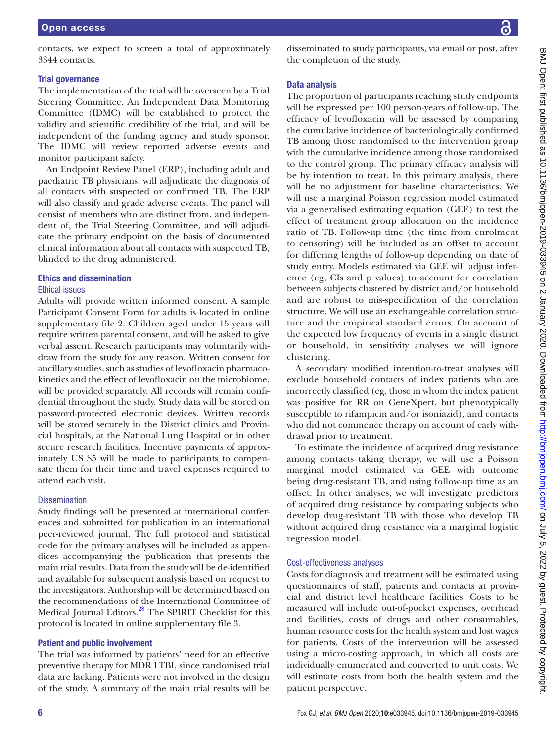contacts, we expect to screen a total of approximately 3344 contacts.

### Trial governance

The implementation of the trial will be overseen by a Trial Steering Committee. An Independent Data Monitoring Committee (IDMC) will be established to protect the validity and scientific credibility of the trial, and will be independent of the funding agency and study sponsor. The IDMC will review reported adverse events and monitor participant safety.

An Endpoint Review Panel (ERP), including adult and paediatric TB physicians, will adjudicate the diagnosis of all contacts with suspected or confirmed TB. The ERP will also classify and grade adverse events. The panel will consist of members who are distinct from, and independent of, the Trial Steering Committee, and will adjudicate the primary endpoint on the basis of documented clinical information about all contacts with suspected TB, blinded to the drug administered.

## Ethics and dissemination

### Ethical issues

Adults will provide written informed consent. A sample Participant Consent Form for adults is located in online supplementary file 2. Children aged under 15 years will require written parental consent, and will be asked to give verbal assent. Research participants may voluntarily withdraw from the study for any reason. Written consent for ancillary studies, such as studies of levofloxacin pharmacokinetics and the effect of levofloxacin on the microbiome, will be provided separately. All records will remain confidential throughout the study. Study data will be stored on password-protected electronic devices. Written records will be stored securely in the District clinics and Provincial hospitals, at the National Lung Hospital or in other secure research facilities. Incentive payments of approximately US \$5 will be made to participants to compensate them for their time and travel expenses required to attend each visit.

### Dissemination

Study findings will be presented at international conferences and submitted for publication in an international peer-reviewed journal. The full protocol and statistical code for the primary analyses will be included as appendices accompanying the publication that presents the main trial results. Data from the study will be de-identified and available for subsequent analysis based on request to the investigators. Authorship will be determined based on the recommendations of the International Committee of Medical Journal Editors.[28] The SPIRIT Checklist for this protocol is located in online supplementary file 3.

### Patient and public involvement

The trial was informed by patients' need for an effective preventive therapy for MDR LTBI, since randomised trial data are lacking. Patients were not involved in the design of the study. A summary of the main trial results will be disseminated to study participants, via email or post, after the completion of the study.

### Data analysis

The proportion of participants reaching study endpoints will be expressed per 100 person-years of follow-up. The efficacy of levofloxacin will be assessed by comparing the cumulative incidence of bacteriologically confirmed TB among those randomised to the intervention group with the cumulative incidence among those randomised to the control group. The primary efficacy analysis will be by intention to treat. In this primary analysis, there will be no adjustment for baseline characteristics. We will use a marginal Poisson regression model estimated via a generalised estimating equation (GEE) to test the effect of treatment group allocation on the incidence ratio of TB. Follow-up time (the time from enrolment to censoring) will be included as an offset to account for differing lengths of follow-up depending on date of study entry. Models estimated via GEE will adjust inference (eg, CIs and p values) to account for correlation between subjects clustered by district and/or household and are robust to mis-specification of the correlation structure. We will use an exchangeable correlation structure and the empirical standard errors. On account of the expected low frequency of events in a single district or household, in sensitivity analyses we will ignore clustering.

A secondary modified intention-to-treat analyses will exclude household contacts of index patients who are incorrectly classified (eg, those in whom the index patient was positive for RR on GeneXpert, but phenotypically susceptible to rifampicin and/or isoniazid), and contacts who did not commence therapy on account of early withdrawal prior to treatment.

To estimate the incidence of acquired drug resistance among contacts taking therapy, we will use a Poisson marginal model estimated via GEE with outcome being drug-resistant TB, and using follow-up time as an offset. In other analyses, we will investigate predictors of acquired drug resistance by comparing subjects who develop drug-resistant TB with those who develop TB without acquired drug resistance via a marginal logistic regression model.

### Cost-effectiveness analyses

Costs for diagnosis and treatment will be estimated using questionnaires of staff, patients and contacts at provincial and district level healthcare facilities. Costs to be measured will include out-of-pocket expenses, overhead and facilities, costs of drugs and other consumables, human resource costs for the health system and lost wages for patients. Costs of the intervention will be assessed using a micro-costing approach, in which all costs are individually enumerated and converted to unit costs. We will estimate costs from both the health system and the patient perspective.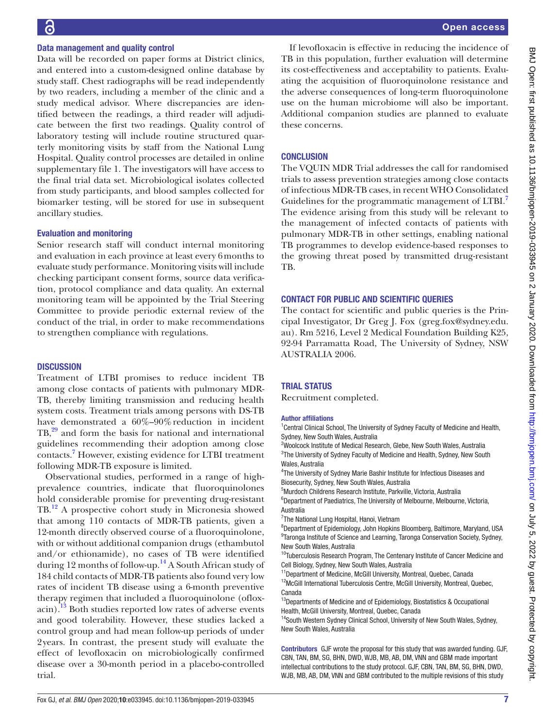### Data management and quality control

Data will be recorded on paper forms at District clinics, and entered into a custom-designed online database by study staff. Chest radiographs will be read independently by two readers, including a member of the clinic and a study medical advisor. Where discrepancies are identified between the readings, a third reader will adjudicate between the first two readings. Quality control of laboratory testing will include routine structured quarterly monitoring visits by staff from the National Lung Hospital. Quality control processes are detailed in online supplementary file 1. The investigators will have access to the final trial data set. Microbiological isolates collected from study participants, and blood samples collected for biomarker testing, will be stored for use in subsequent ancillary studies.

### Evaluation and monitoring

Senior research staff will conduct internal monitoring and evaluation in each province at least every 6 months to evaluate study performance. Monitoring visits will include checking participant consent forms, source data verification, protocol compliance and data quality. An external monitoring team will be appointed by the Trial Steering Committee to provide periodic external review of the conduct of the trial, in order to make recommendations to strengthen compliance with regulations.

## DISCUSSION

Treatment of LTBI promises to reduce incident TB among close contacts of patients with pulmonary MDR-TB, thereby limiting transmission and reducing health system costs. Treatment trials among persons with DS-TB have demonstrated a 60%–90% reduction in incident TB,[29] and form the basis for national and international guidelines recommending their adoption among close contacts.[7] However, existing evidence for LTBI treatment following MDR-TB exposure is limited.

Observational studies, performed in a range of high-prevalence countries, indicate that fluoroquinolones hold considerable promise for preventing drug-resistant TB.[12] A prospective cohort study in Micronesia showed that among 110 contacts of MDR-TB patients, given a 12-month directly observed course of a fluoroquinolone, with or without additional companion drugs (ethambutol and/or ethionamide), no cases of TB were identified during 12 months of follow-up.[14] A South African study of 184 child contacts of MDR-TB patients also found very low rates of incident TB disease using a 6-month preventive therapy regimen that included a fluoroquinolone (ofloxacin).[13] Both studies reported low rates of adverse events and good tolerability. However, these studies lacked a control group and had mean follow-up periods of under 2 years. In contrast, the present study will evaluate the effect of levofloxacin on microbiologically confirmed disease over a 30-month period in a placebo-controlled trial.

If levofloxacin is effective in reducing the incidence of TB in this population, further evaluation will determine its cost-effectiveness and acceptability to patients. Evaluating the acquisition of fluoroquinolone resistance and the adverse consequences of long-term fluoroquinolone use on the human microbiome will also be important. Additional companion studies are planned to evaluate these concerns.

## CONCLUSION

The VQUIN MDR Trial addresses the call for randomised trials to assess prevention strategies among close contacts of infectious MDR-TB cases, in recent WHO Consolidated Guidelines for the programmatic management of LTBI.[7] The evidence arising from this study will be relevant to the management of infected contacts of patients with pulmonary MDR-TB in other settings, enabling national TB programmes to develop evidence-based responses to the growing threat posed by transmitted drug-resistant TB.

## CONTACT FOR PUBLIC AND SCIENTIFIC QUERIES

The contact for scientific and public queries is the Principal Investigator, Dr Greg J. Fox (greg.fox@sydney.edu.au). Rm 5216, Level 2 Medical Foundation Building K25, 92-94 Parramatta Road, The University of Sydney, NSW AUSTRALIA 2006.

## TRIAL STATUS

Recruitment completed.

#### Author affiliations

[1]Central Clinical School, The University of Sydney Faculty of Medicine and Health, Sydney, New South Wales, Australia
[2]Woolcock Institute of Medical Research, Glebe, New South Wales, Australia
[3]The University of Sydney Faculty of Medicine and Health, Sydney, New South Wales, Australia
[4]The University of Sydney Marie Bashir Institute for Infectious Diseases and Biosecurity, Sydney, New South Wales, Australia
[5]Murdoch Childrens Research Institute, Parkville, Victoria, Australia
[6]Department of Paediatrics, The University of Melbourne, Melbourne, Victoria, Australia
[7]The National Lung Hospital, Hanoi, Vietnam
[8]Department of Epidemiology, John Hopkins Bloomberg, Baltimore, Maryland, USA
[9]Taronga Institute of Science and Learning, Taronga Conservation Society, Sydney, New South Wales, Australia
[10]Tuberculosis Research Program, The Centenary Institute of Cancer Medicine and Cell Biology, Sydney, New South Wales, Australia
[11]Department of Medicine, McGill University, Montreal, Quebec, Canada
[12]McGill International Tuberculosis Centre, McGill University, Montreal, Quebec, Canada
[13]Departments of Medicine and of Epidemiology, Biostatistics & Occupational Health, McGill University, Montreal, Quebec, Canada
[14]South Western Sydney Clinical School, University of New South Wales, Sydney, New South Wales, Australia

**Contributors** GJF wrote the proposal for this study that was awarded funding. GJF, CBN, TAN, BM, SG, BHN, DWD, WJB, MB, AB, DM, VNN and GBM made important intellectual contributions to the study protocol. GJF, CBN, TAN, BM, SG, BHN, DWD, WJB, MB, AB, DM, VNN and GBM contributed to the multiple revisions of this study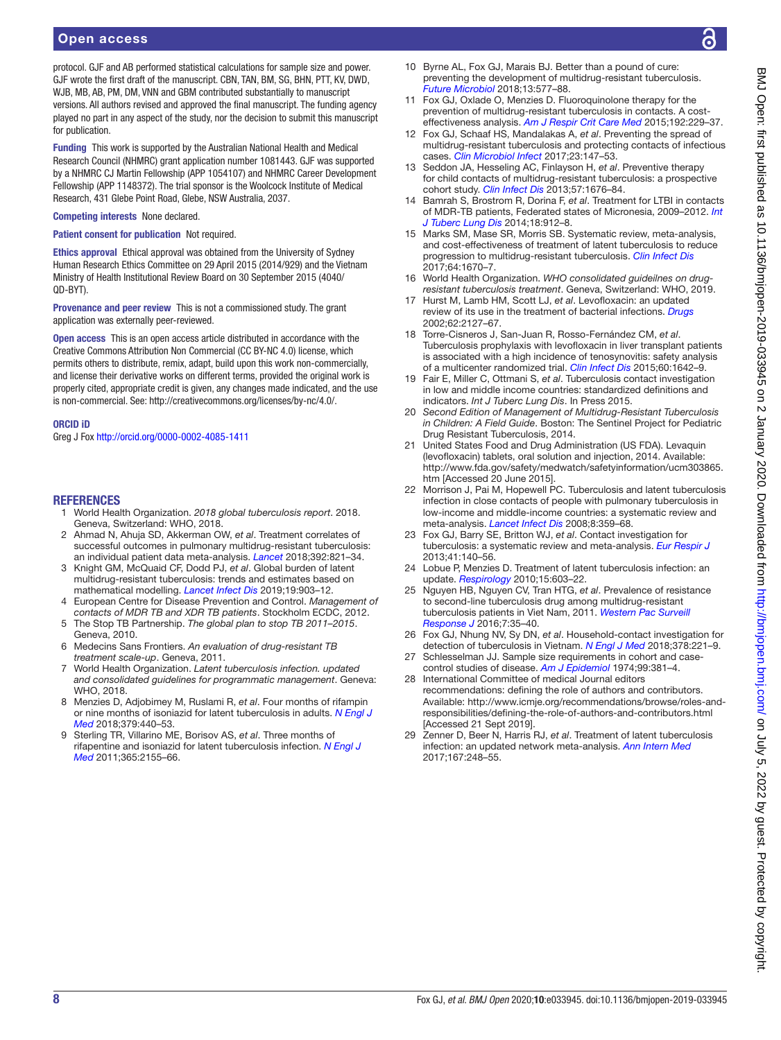protocol. GJF and AB performed statistical calculations for sample size and power. GJF wrote the first draft of the manuscript. CBN, TAN, BM, SG, BHN, PTT, KV, DWD, WJB, MB, AB, PM, DM, VNN and GBM contributed substantially to manuscript versions. All authors revised and approved the final manuscript. The funding agency played no part in any aspect of the study, nor the decision to submit this manuscript for publication.

**Funding** This work is supported by the Australian National Health and Medical Research Council (NHMRC) grant application number 1081443. GJF was supported by a NHMRC CJ Martin Fellowship (APP 1054107) and NHMRC Career Development Fellowship (APP 1148372). The trial sponsor is the Woolcock Institute of Medical Research, 431 Glebe Point Road, Glebe, NSW Australia, 2037.

**Competing interests** None declared.

**Patient consent for publication** Not required.

**Ethics approval** Ethical approval was obtained from the University of Sydney Human Research Ethics Committee on 29 April 2015 (2014/929) and the Vietnam Ministry of Health Institutional Review Board on 30 September 2015 (4040/QD-BYT).

**Provenance and peer review** This is not a commissioned study. The grant application was externally peer-reviewed.

**Open access** This is an open access article distributed in accordance with the Creative Commons Attribution Non Commercial (CC BY-NC 4.0) license, which permits others to distribute, remix, adapt, build upon this work non-commercially, and license their derivative works on different terms, provided the original work is properly cited, appropriate credit is given, any changes made indicated, and the use is non-commercial. See: http://creativecommons.org/licenses/by-nc/4.0/.

**ORCID iD**

Greg J Fox http://orcid.org/0000-0002-4085-1411

## REFERENCES

1. World Health Organization. *2018 global tuberculosis report*. 2018. Geneva, Switzerland: WHO, 2018.
2. Ahmad N, Ahuja SD, Akkerman OW, *et al*. Treatment correlates of successful outcomes in pulmonary multidrug-resistant tuberculosis: an individual patient data meta-analysis. *Lancet* 2018;392:821–34.
3. Knight GM, McQuaid CF, Dodd PJ, *et al*. Global burden of latent multidrug-resistant tuberculosis: trends and estimates based on mathematical modelling. *Lancet Infect Dis* 2019;19:903–12.
4. European Centre for Disease Prevention and Control. *Management of contacts of MDR TB and XDR TB patients*. Stockholm ECDC, 2012.
5. The Stop TB Partnership. *The global plan to stop TB 2011–2015*. Geneva, 2010.
6. Medecins Sans Frontiers. *An evaluation of drug-resistant TB treatment scale-up*. Geneva, 2011.
7. World Health Organization. *Latent tuberculosis infection. updated and consolidated guidelines for programmatic management*. Geneva: WHO, 2018.
8. Menzies D, Adjobimey M, Ruslami R, *et al*. Four months of rifampin or nine months of isoniazid for latent tuberculosis in adults. *N Engl J Med* 2018;379:440–53.
9. Sterling TR, Villarino ME, Borisov AS, *et al*. Three months of rifapentine and isoniazid for latent tuberculosis infection. *N Engl J Med* 2011;365:2155–66.
10. Byrne AL, Fox GJ, Marais BJ. Better than a pound of cure: preventing the development of multidrug-resistant tuberculosis. *Future Microbiol* 2018;13:577–88.
11. Fox GJ, Oxlade O, Menzies D. Fluoroquinolone therapy for the prevention of multidrug-resistant tuberculosis in contacts. A cost-effectiveness analysis. *Am J Respir Crit Care Med* 2015;192:229–37.
12. Fox GJ, Schaaf HS, Mandalakas A, *et al*. Preventing the spread of multidrug-resistant tuberculosis and protecting contacts of infectious cases. *Clin Microbiol Infect* 2017;23:147–53.
13. Seddon JA, Hesseling AC, Finlayson H, *et al*. Preventive therapy for child contacts of multidrug-resistant tuberculosis: a prospective cohort study. *Clin Infect Dis* 2013;57:1676–84.
14. Bamrah S, Brostrom R, Dorina F, *et al*. Treatment for LTBI in contacts of MDR-TB patients, Federated states of Micronesia, 2009–2012. *Int J Tuberc Lung Dis* 2014;18:912–8.
15. Marks SM, Mase SR, Morris SB. Systematic review, meta-analysis, and cost-effectiveness of treatment of latent tuberculosis to reduce progression to multidrug-resistant tuberculosis. *Clin Infect Dis* 2017;64:1670–7.
16. World Health Organization. *WHO consolidated guideilnes on drug-resistant tuberculosis treatment*. Geneva, Switzerland: WHO, 2019.
17. Hurst M, Lamb HM, Scott LJ, *et al*. Levofloxacin: an updated review of its use in the treatment of bacterial infections. *Drugs* 2002;62:2127–67.
18. Torre-Cisneros J, San-Juan R, Rosso-Fernández CM, *et al*. Tuberculosis prophylaxis with levofloxacin in liver transplant patients is associated with a high incidence of tenosynovitis: safety analysis of a multicenter randomized trial. *Clin Infect Dis* 2015;60:1642–9.
19. Fair E, Miller C, Ottmani S, *et al*. Tuberculosis contact investigation in low and middle income countries: standardized definitions and indicators. *Int J Tuberc Lung Dis*. In Press 2015.
20. *Second Edition of Multidrug-Resistant Tuberculosis in Children: A Field Guide*. Boston: The Sentinel Project for Pediatric Drug Resistant Tuberculosis, 2014.
21. United States Food and Drug Administration (US FDA). Levaquin (levofloxacin) tablets, oral solution and injection, 2014. Available: http://www.fda.gov/safety/medwatch/safetyinformation/ucm303865.htm [Accessed 20 June 2015].
22. Morrison J, Pai M, Hopewell PC. Tuberculosis and latent tuberculosis infection in close contacts of people with pulmonary tuberculosis in low-income and middle-income countries: a systematic review and meta-analysis. *Lancet Infect Dis* 2008;8:359–68.
23. Fox GJ, Barry SE, Britton WJ, *et al*. Contact investigation for tuberculosis: a systematic review and meta-analysis. *Eur Respir J* 2013;41:140–56.
24. Lobue P, Menzies D. Treatment of latent tuberculosis infection: an update. *Respirology* 2010;15:603–22.
25. Nguyen HB, Nguyen CV, Tran HTG, *et al*. Prevalence of resistance to second-line tuberculosis drug among multidrug-resistant tuberculosis patients in Viet Nam, 2011. *Western Pac Surveill Response J* 2016;7:35–40.
26. Fox GJ, Nhung NV, Sy DN, *et al*. Household-contact investigation for detection of tuberculosis in Vietnam. *N Engl J Med* 2018;378:221–9.
27. Schlesselman JJ. Sample size requirements in cohort and case-control studies of disease. *Am J Epidemiol* 1974;99:381–4.
28. International Committee of medical Journal editors recommendations: defining the role of authors and contributors. Available: http://www.icmje.org/recommendations/browse/roles-and-responsibilities/defining-the-role-of-authors-and-contributors.html [Accessed 21 Sept 2019].
29. Zenner D, Beer N, Harris RJ, *et al*. Treatment of latent tuberculosis infection: an updated network meta-analysis. *Ann Intern Med* 2017;167:248–55.